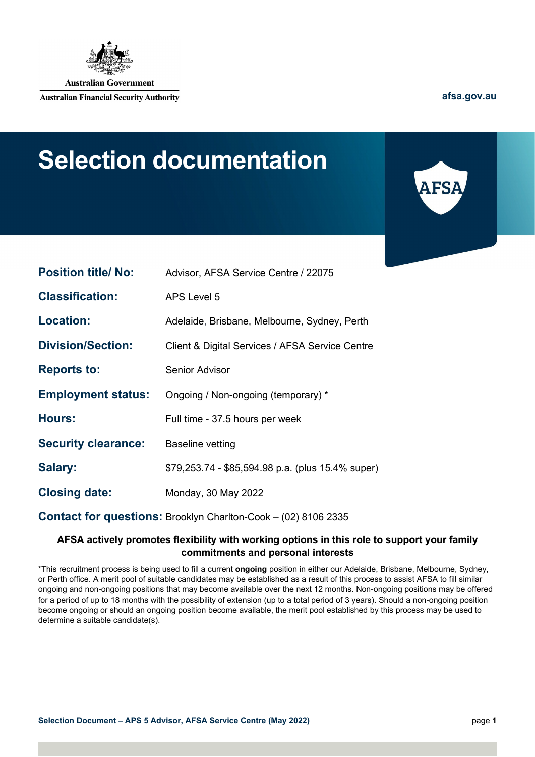Australian Government

Australian Financial Security Authority

afsa.gov.au

# Selection documentation

AFSA

| | |
|---|---|
| **Position title/ No:** | Advisor, AFSA Service Centre / 22075 |
| **Classification:** | APS Level 5 |
| **Location:** | Adelaide, Brisbane, Melbourne, Sydney, Perth |
| **Division/Section:** | Client & Digital Services / AFSA Service Centre |
| **Reports to:** | Senior Advisor |
| **Employment status:** | Ongoing / Non-ongoing (temporary) * |
| **Hours:** | Full time - 37.5 hours per week |
| **Security clearance:** | Baseline vetting |
| **Salary:** | $79,253.74 - $85,594.98 p.a. (plus 15.4% super) |
| **Closing date:** | Monday, 30 May 2022 |
| **Contact for questions:** | Brooklyn Charlton-Cook – (02) 8106 2335 |

**AFSA actively promotes flexibility with working options in this role to support your family commitments and personal interests**

*This recruitment process is being used to fill a current **ongoing** position in either our Adelaide, Brisbane, Melbourne, Sydney, or Perth office. A merit pool of suitable candidates may be established as a result of this process to assist AFSA to fill similar ongoing and non-ongoing positions that may become available over the next 12 months. Non-ongoing positions may be offered for a period of up to 18 months with the possibility of extension (up to a total period of 3 years). Should a non-ongoing position become ongoing or should an ongoing position become available, the merit pool established by this process may be used to determine a suitable candidate(s).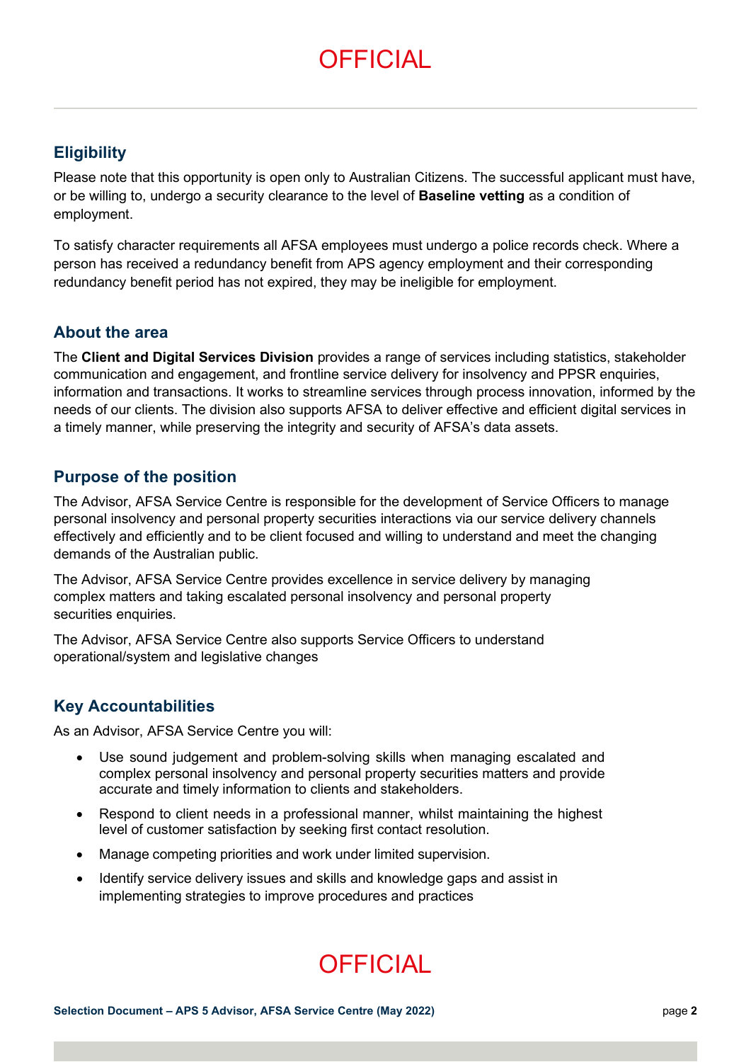## Eligibility

Please note that this opportunity is open only to Australian Citizens. The successful applicant must have, or be willing to, undergo a security clearance to the level of **Baseline vetting** as a condition of employment.

To satisfy character requirements all AFSA employees must undergo a police records check. Where a person has received a redundancy benefit from APS agency employment and their corresponding redundancy benefit period has not expired, they may be ineligible for employment.

## About the area

The **Client and Digital Services Division** provides a range of services including statistics, stakeholder communication and engagement, and frontline service delivery for insolvency and PPSR enquiries, information and transactions. It works to streamline services through process innovation, informed by the needs of our clients. The division also supports AFSA to deliver effective and efficient digital services in a timely manner, while preserving the integrity and security of AFSA's data assets.

## Purpose of the position

The Advisor, AFSA Service Centre is responsible for the development of Service Officers to manage personal insolvency and personal property securities interactions via our service delivery channels effectively and efficiently and to be client focused and willing to understand and meet the changing demands of the Australian public.

The Advisor, AFSA Service Centre provides excellence in service delivery by managing complex matters and taking escalated personal insolvency and personal property securities enquiries.

The Advisor, AFSA Service Centre also supports Service Officers to understand operational/system and legislative changes

## Key Accountabilities

As an Advisor, AFSA Service Centre you will:

- Use sound judgement and problem-solving skills when managing escalated and complex personal insolvency and personal property securities matters and provide accurate and timely information to clients and stakeholders.
- Respond to client needs in a professional manner, whilst maintaining the highest level of customer satisfaction by seeking first contact resolution.
- Manage competing priorities and work under limited supervision.
- Identify service delivery issues and skills and knowledge gaps and assist in implementing strategies to improve procedures and practices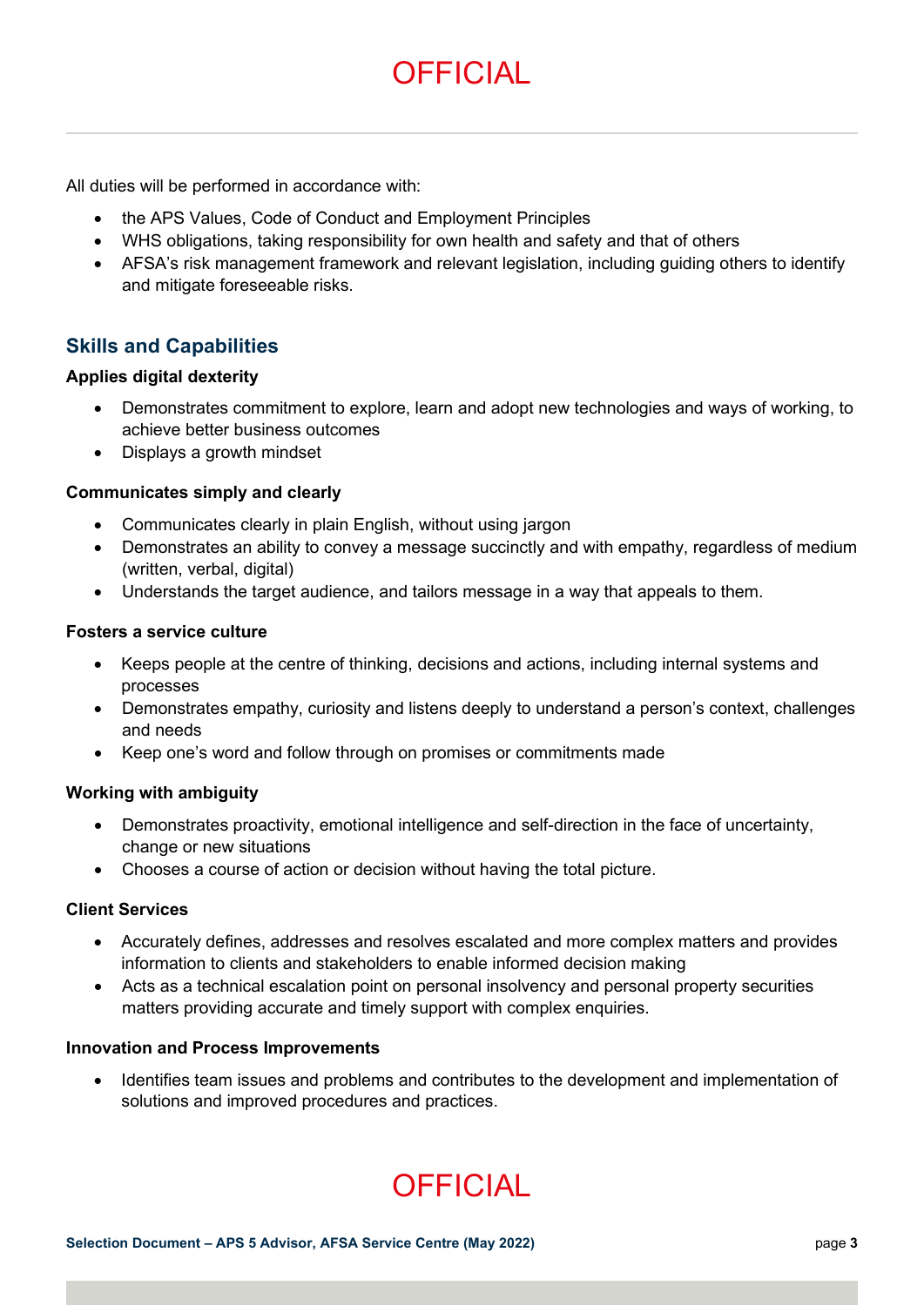All duties will be performed in accordance with:

- the APS Values, Code of Conduct and Employment Principles
- WHS obligations, taking responsibility for own health and safety and that of others
- AFSA's risk management framework and relevant legislation, including guiding others to identify and mitigate foreseeable risks.

## Skills and Capabilities

**Applies digital dexterity**

- Demonstrates commitment to explore, learn and adopt new technologies and ways of working, to achieve better business outcomes
- Displays a growth mindset

**Communicates simply and clearly**

- Communicates clearly in plain English, without using jargon
- Demonstrates an ability to convey a message succinctly and with empathy, regardless of medium (written, verbal, digital)
- Understands the target audience, and tailors message in a way that appeals to them.

**Fosters a service culture**

- Keeps people at the centre of thinking, decisions and actions, including internal systems and processes
- Demonstrates empathy, curiosity and listens deeply to understand a person's context, challenges and needs
- Keep one's word and follow through on promises or commitments made

**Working with ambiguity**

- Demonstrates proactivity, emotional intelligence and self-direction in the face of uncertainty, change or new situations
- Chooses a course of action or decision without having the total picture.

**Client Services**

- Accurately defines, addresses and resolves escalated and more complex matters and provides information to clients and stakeholders to enable informed decision making
- Acts as a technical escalation point on personal insolvency and personal property securities matters providing accurate and timely support with complex enquiries.

**Innovation and Process Improvements**

- Identifies team issues and problems and contributes to the development and implementation of solutions and improved procedures and practices.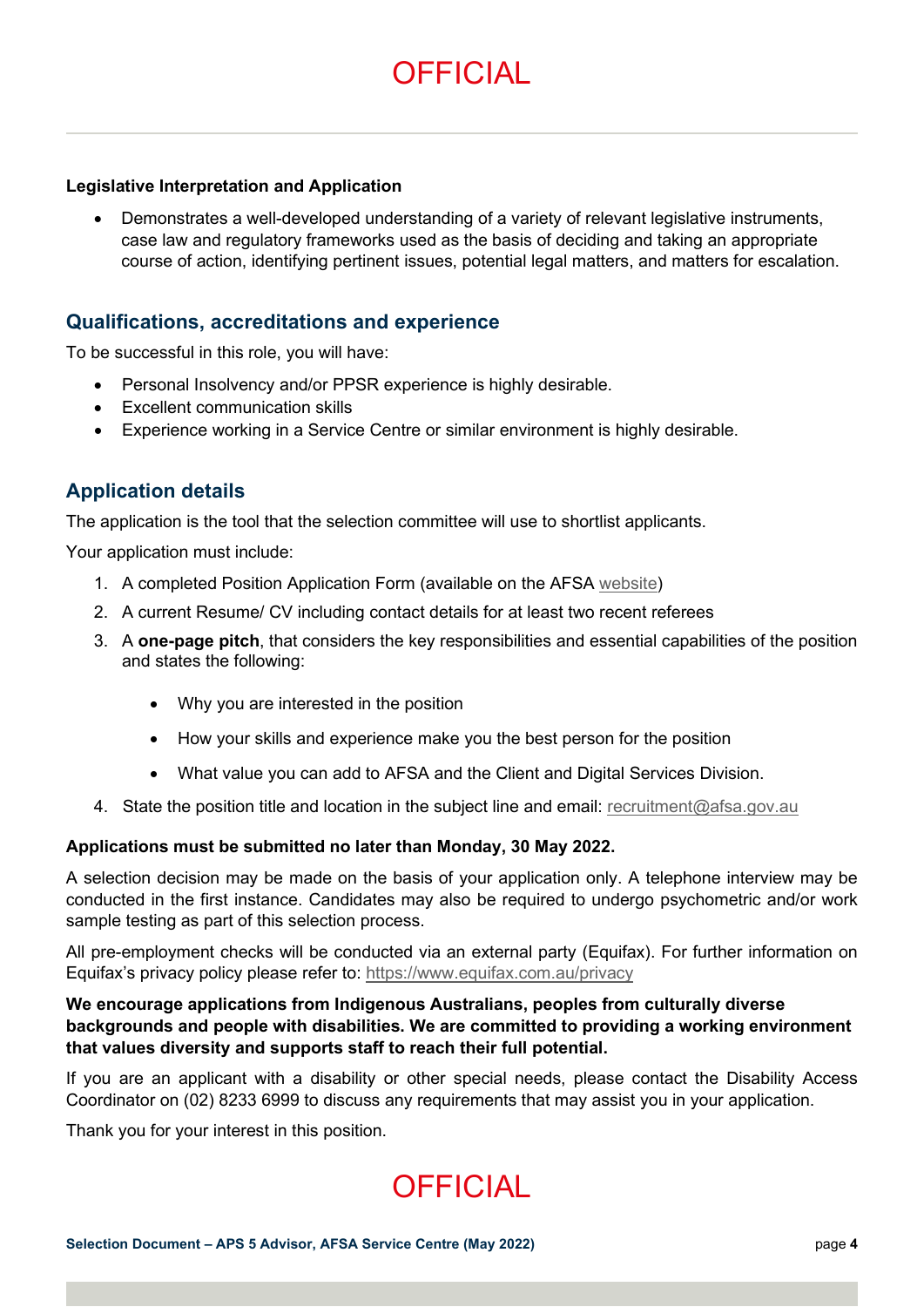**Legislative Interpretation and Application**

- Demonstrates a well-developed understanding of a variety of relevant legislative instruments, case law and regulatory frameworks used as the basis of deciding and taking an appropriate course of action, identifying pertinent issues, potential legal matters, and matters for escalation.

## Qualifications, accreditations and experience

To be successful in this role, you will have:

- Personal Insolvency and/or PPSR experience is highly desirable.
- Excellent communication skills
- Experience working in a Service Centre or similar environment is highly desirable.

## Application details

The application is the tool that the selection committee will use to shortlist applicants.

Your application must include:

1. A completed Position Application Form (available on the AFSA website)
2. A current Resume/ CV including contact details for at least two recent referees
3. A **one-page pitch**, that considers the key responsibilities and essential capabilities of the position and states the following:
    - Why you are interested in the position
    - How your skills and experience make you the best person for the position
    - What value you can add to AFSA and the Client and Digital Services Division.
4. State the position title and location in the subject line and email: recruitment@afsa.gov.au

**Applications must be submitted no later than Monday, 30 May 2022.**

A selection decision may be made on the basis of your application only. A telephone interview may be conducted in the first instance. Candidates may also be required to undergo psychometric and/or work sample testing as part of this selection process.

All pre-employment checks will be conducted via an external party (Equifax). For further information on Equifax's privacy policy please refer to: https://www.equifax.com.au/privacy

**We encourage applications from Indigenous Australians, peoples from culturally diverse backgrounds and people with disabilities. We are committed to providing a working environment that values diversity and supports staff to reach their full potential.**

If you are an applicant with a disability or other special needs, please contact the Disability Access Coordinator on (02) 8233 6999 to discuss any requirements that may assist you in your application.

Thank you for your interest in this position.